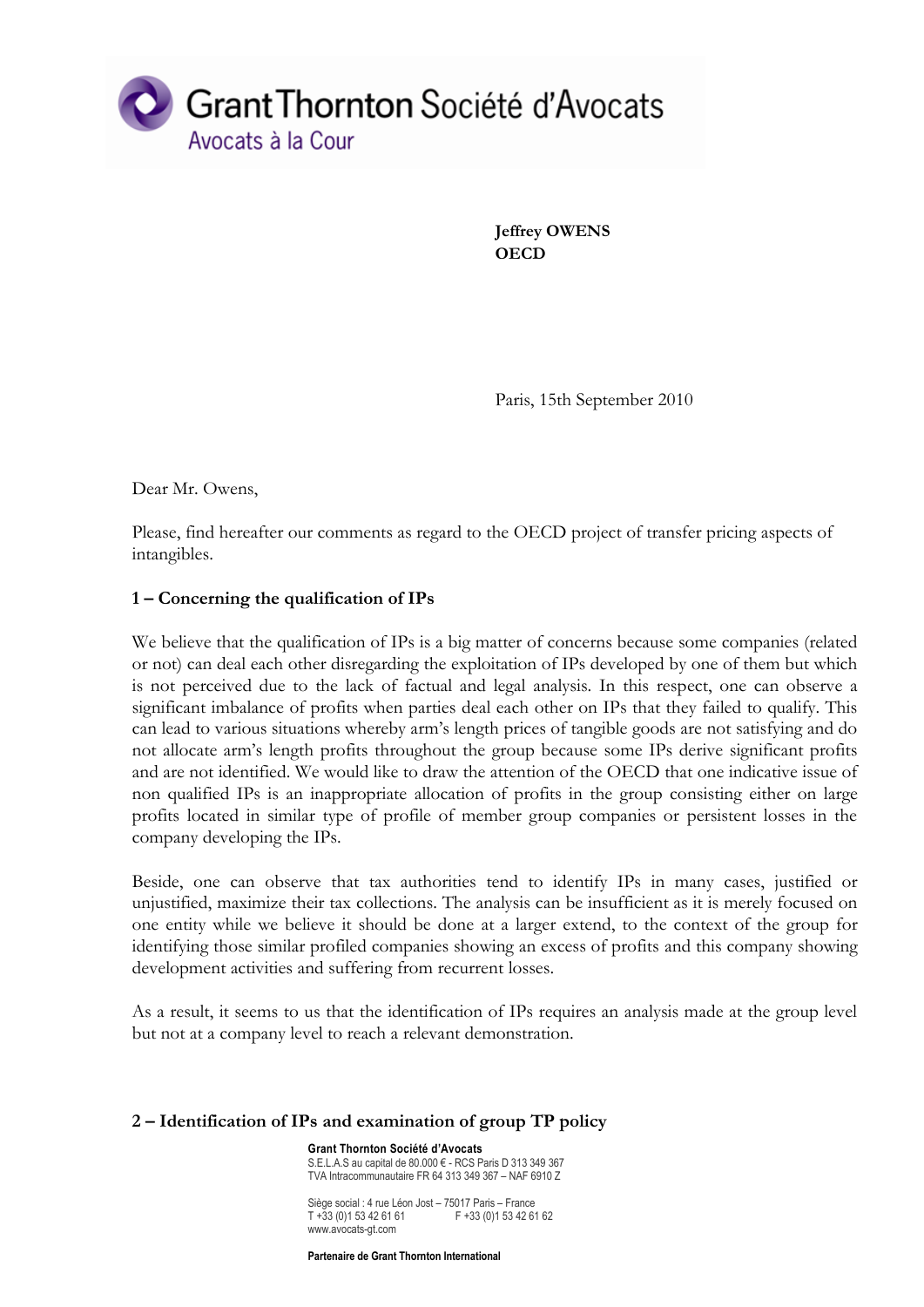Grant Thornton Société d'Avocats
Avocats à la Cour

**Jeffrey OWENS**
**OECD**

Paris, 15th September 2010

Dear Mr. Owens,

Please, find hereafter our comments as regard to the OECD project of transfer pricing aspects of intangibles.

## 1 – Concerning the qualification of IPs

We believe that the qualification of IPs is a big matter of concerns because some companies (related or not) can deal each other disregarding the exploitation of IPs developed by one of them but which is not perceived due to the lack of factual and legal analysis. In this respect, one can observe a significant imbalance of profits when parties deal each other on IPs that they failed to qualify. This can lead to various situations whereby arm's length prices of tangible goods are not satisfying and do not allocate arm's length profits throughout the group because some IPs derive significant profits and are not identified. We would like to draw the attention of the OECD that one indicative issue of non qualified IPs is an inappropriate allocation of profits in the group consisting either on large profits located in similar type of profile of member group companies or persistent losses in the company developing the IPs.

Beside, one can observe that tax authorities tend to identify IPs in many cases, justified or unjustified, maximize their tax collections. The analysis can be insufficient as it is merely focused on one entity while we believe it should be done at a larger extend, to the context of the group for identifying those similar profiled companies showing an excess of profits and this company showing development activities and suffering from recurrent losses.

As a result, it seems to us that the identification of IPs requires an analysis made at the group level but not at a company level to reach a relevant demonstration.

## 2 – Identification of IPs and examination of group TP policy

**Grant Thornton Société d'Avocats**
S.E.L.A.S au capital de 80.000 € - RCS Paris D 313 349 367
TVA Intracommunautaire FR 64 313 349 367 – NAF 6910 Z

Siège social : 4 rue Léon Jost – 75017 Paris – France
T +33 (0)1 53 42 61 61 F +33 (0)1 53 42 61 62
www.avocats-gt.com

**Partenaire de Grant Thornton International**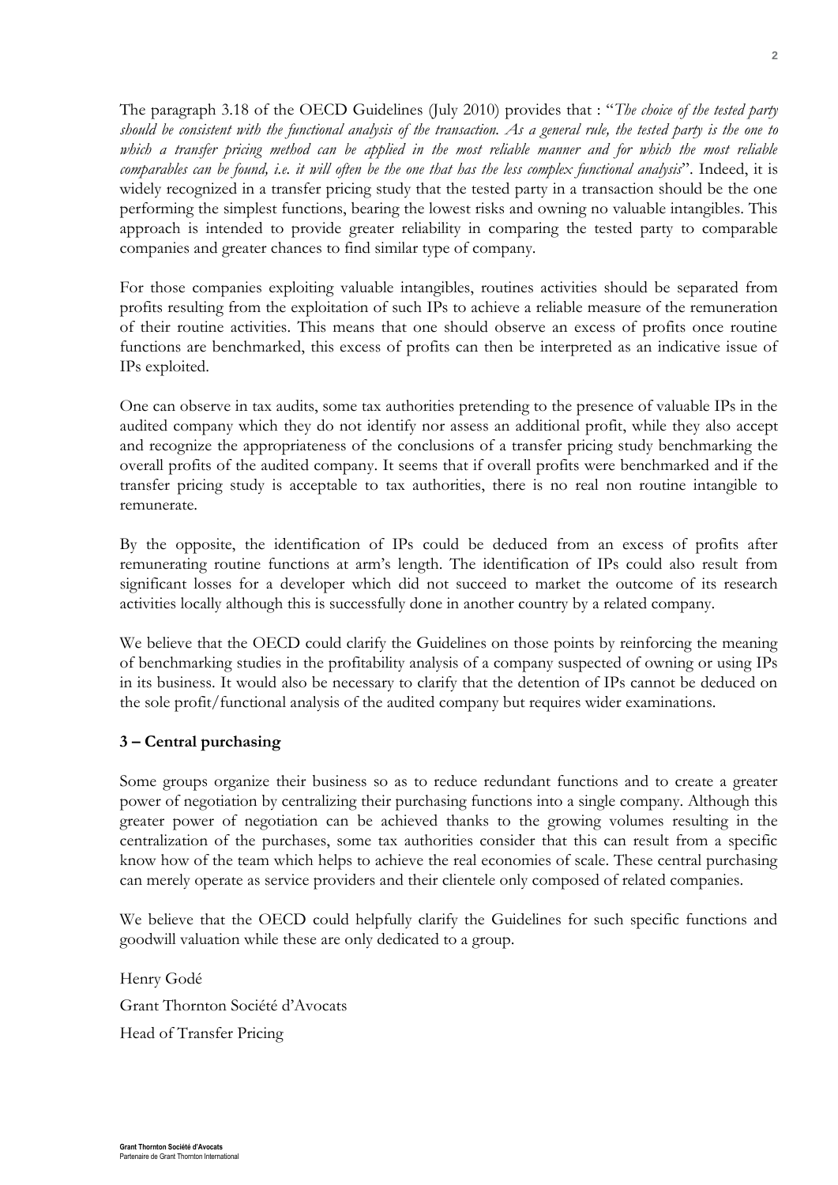The paragraph 3.18 of the OECD Guidelines (July 2010) provides that : "*The choice of the tested party should be consistent with the functional analysis of the transaction. As a general rule, the tested party is the one to which a transfer pricing method can be applied in the most reliable manner and for which the most reliable comparables can be found, i.e. it will often be the one that has the less complex functional analysis*". Indeed, it is widely recognized in a transfer pricing study that the tested party in a transaction should be the one performing the simplest functions, bearing the lowest risks and owning no valuable intangibles. This approach is intended to provide greater reliability in comparing the tested party to comparable companies and greater chances to find similar type of company.

For those companies exploiting valuable intangibles, routines activities should be separated from profits resulting from the exploitation of such IPs to achieve a reliable measure of the remuneration of their routine activities. This means that one should observe an excess of profits once routine functions are benchmarked, this excess of profits can then be interpreted as an indicative issue of IPs exploited.

One can observe in tax audits, some tax authorities pretending to the presence of valuable IPs in the audited company which they do not identify nor assess an additional profit, while they also accept and recognize the appropriateness of the conclusions of a transfer pricing study benchmarking the overall profits of the audited company. It seems that if overall profits were benchmarked and if the transfer pricing study is acceptable to tax authorities, there is no real non routine intangible to remunerate.

By the opposite, the identification of IPs could be deduced from an excess of profits after remunerating routine functions at arm's length. The identification of IPs could also result from significant losses for a developer which did not succeed to market the outcome of its research activities locally although this is successfully done in another country by a related company.

We believe that the OECD could clarify the Guidelines on those points by reinforcing the meaning of benchmarking studies in the profitability analysis of a company suspected of owning or using IPs in its business. It would also be necessary to clarify that the detention of IPs cannot be deduced on the sole profit/functional analysis of the audited company but requires wider examinations.

**3 – Central purchasing**

Some groups organize their business so as to reduce redundant functions and to create a greater power of negotiation by centralizing their purchasing functions into a single company. Although this greater power of negotiation can be achieved thanks to the growing volumes resulting in the centralization of the purchases, some tax authorities consider that this can result from a specific know how of the team which helps to achieve the real economies of scale. These central purchasing can merely operate as service providers and their clientele only composed of related companies.

We believe that the OECD could helpfully clarify the Guidelines for such specific functions and goodwill valuation while these are only dedicated to a group.

Henry Godé

Grant Thornton Société d'Avocats

Head of Transfer Pricing